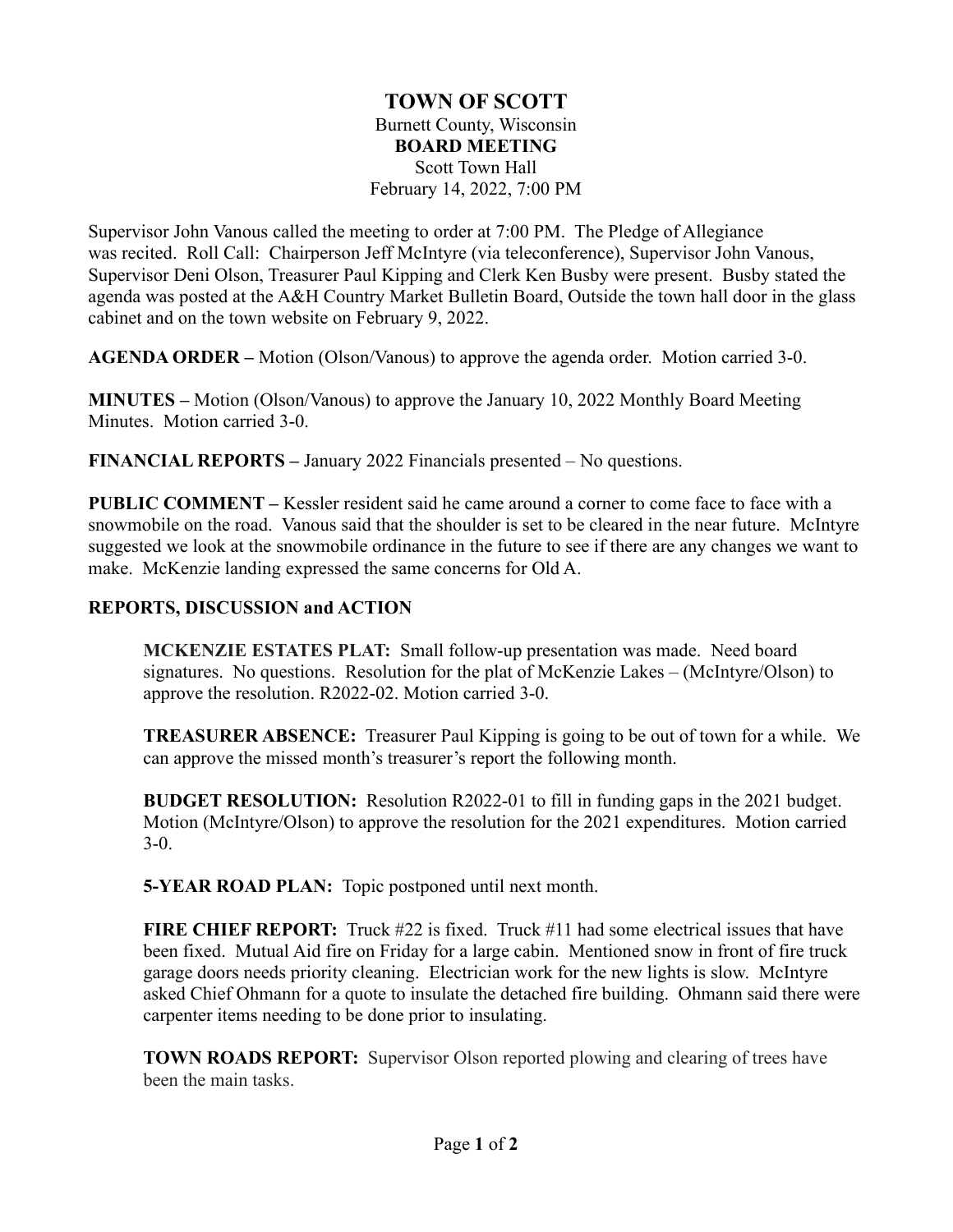# TOWN OF SCOTT

Burnett County, Wisconsin

**BOARD MEETING**

Scott Town Hall

February 14, 2022, 7:00 PM

Supervisor John Vanous called the meeting to order at 7:00 PM. The Pledge of Allegiance was recited. Roll Call: Chairperson Jeff McIntyre (via teleconference), Supervisor John Vanous, Supervisor Deni Olson, Treasurer Paul Kipping and Clerk Ken Busby were present. Busby stated the agenda was posted at the A&H Country Market Bulletin Board, Outside the town hall door in the glass cabinet and on the town website on February 9, 2022.

**AGENDA ORDER –** Motion (Olson/Vanous) to approve the agenda order. Motion carried 3-0.

**MINUTES –** Motion (Olson/Vanous) to approve the January 10, 2022 Monthly Board Meeting Minutes. Motion carried 3-0.

**FINANCIAL REPORTS –** January 2022 Financials presented – No questions.

**PUBLIC COMMENT –** Kessler resident said he came around a corner to come face to face with a snowmobile on the road. Vanous said that the shoulder is set to be cleared in the near future. McIntyre suggested we look at the snowmobile ordinance in the future to see if there are any changes we want to make. McKenzie landing expressed the same concerns for Old A.

**REPORTS, DISCUSSION and ACTION**

**MCKENZIE ESTATES PLAT:** Small follow-up presentation was made. Need board signatures. No questions. Resolution for the plat of McKenzie Lakes – (McIntyre/Olson) to approve the resolution. R2022-02. Motion carried 3-0.

**TREASURER ABSENCE:** Treasurer Paul Kipping is going to be out of town for a while. We can approve the missed month's treasurer's report the following month.

**BUDGET RESOLUTION:** Resolution R2022-01 to fill in funding gaps in the 2021 budget. Motion (McIntyre/Olson) to approve the resolution for the 2021 expenditures. Motion carried 3-0.

**5-YEAR ROAD PLAN:** Topic postponed until next month.

**FIRE CHIEF REPORT:** Truck #22 is fixed. Truck #11 had some electrical issues that have been fixed. Mutual Aid fire on Friday for a large cabin. Mentioned snow in front of fire truck garage doors needs priority cleaning. Electrician work for the new lights is slow. McIntyre asked Chief Ohmann for a quote to insulate the detached fire building. Ohmann said there were carpenter items needing to be done prior to insulating.

**TOWN ROADS REPORT:** Supervisor Olson reported plowing and clearing of trees have been the main tasks.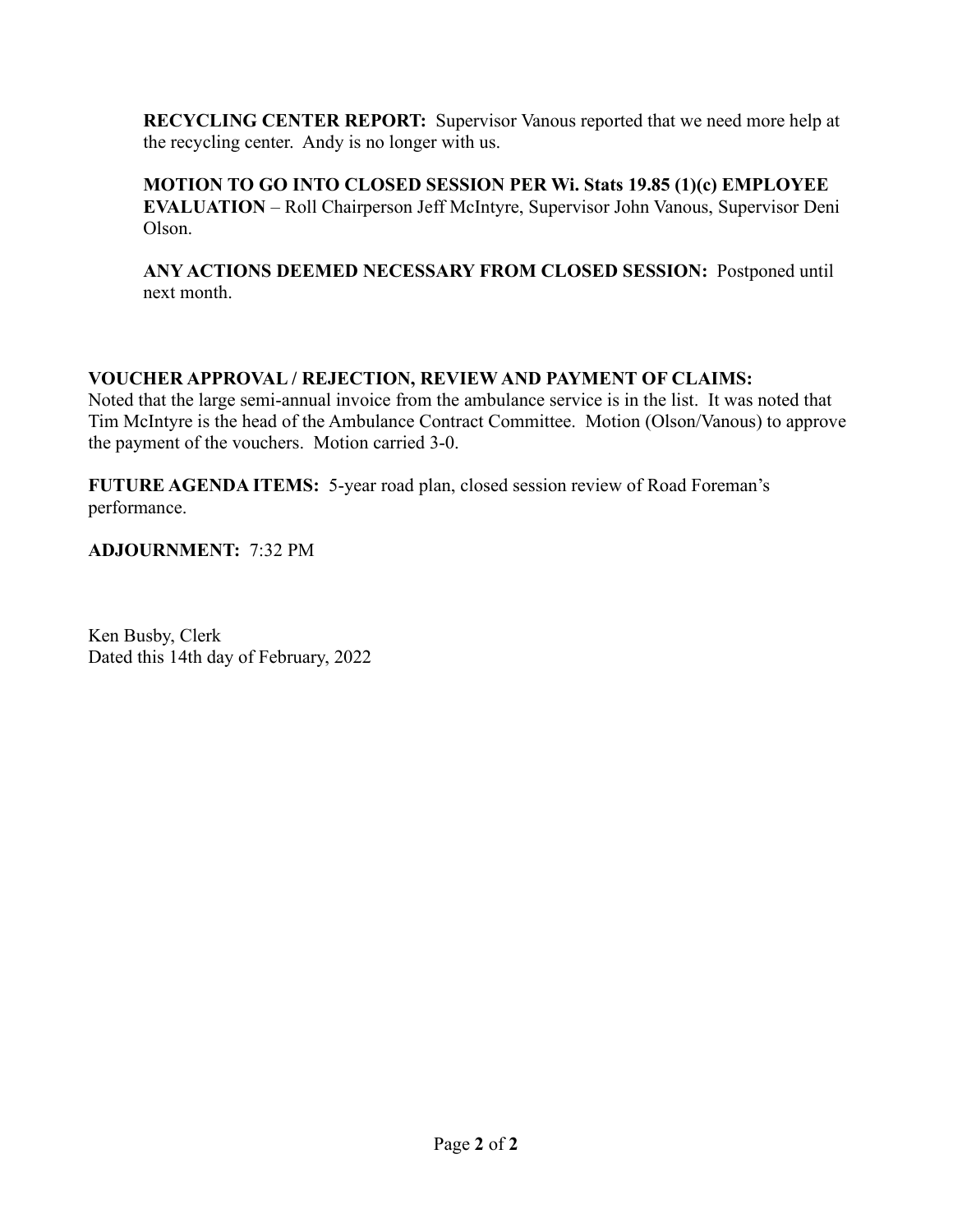**RECYCLING CENTER REPORT:** Supervisor Vanous reported that we need more help at the recycling center. Andy is no longer with us.

**MOTION TO GO INTO CLOSED SESSION PER Wi. Stats 19.85 (1)(c) EMPLOYEE EVALUATION** – Roll Chairperson Jeff McIntyre, Supervisor John Vanous, Supervisor Deni Olson.

**ANY ACTIONS DEEMED NECESSARY FROM CLOSED SESSION:** Postponed until next month.

**VOUCHER APPROVAL / REJECTION, REVIEW AND PAYMENT OF CLAIMS:**
Noted that the large semi-annual invoice from the ambulance service is in the list. It was noted that Tim McIntyre is the head of the Ambulance Contract Committee. Motion (Olson/Vanous) to approve the payment of the vouchers. Motion carried 3-0.

**FUTURE AGENDA ITEMS:** 5-year road plan, closed session review of Road Foreman's performance.

**ADJOURNMENT:** 7:32 PM

Ken Busby, Clerk
Dated this 14th day of February, 2022